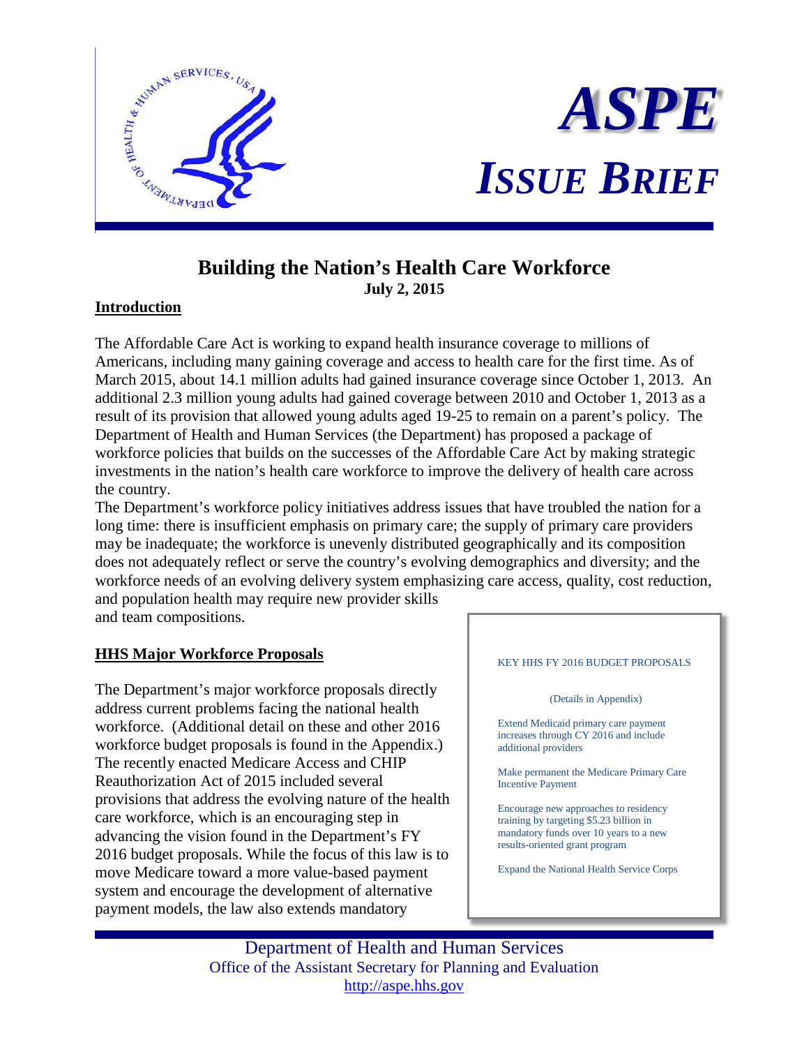# ASPE

## ISSUE BRIEF

# Building the Nation's Health Care Workforce

**July 2, 2015**

## Introduction

The Affordable Care Act is working to expand health insurance coverage to millions of Americans, including many gaining coverage and access to health care for the first time. As of March 2015, about 14.1 million adults had gained insurance coverage since October 1, 2013. An additional 2.3 million young adults had gained coverage between 2010 and October 1, 2013 as a result of its provision that allowed young adults aged 19-25 to remain on a parent's policy. The Department of Health and Human Services (the Department) has proposed a package of workforce policies that builds on the successes of the Affordable Care Act by making strategic investments in the nation's health care workforce to improve the delivery of health care across the country.

The Department's workforce policy initiatives address issues that have troubled the nation for a long time: there is insufficient emphasis on primary care; the supply of primary care providers may be inadequate; the workforce is unevenly distributed geographically and its composition does not adequately reflect or serve the country's evolving demographics and diversity; and the workforce needs of an evolving delivery system emphasizing care access, quality, cost reduction, and population health may require new provider skills and team compositions.

## HHS Major Workforce Proposals

The Department's major workforce proposals directly address current problems facing the national health workforce. (Additional detail on these and other 2016 workforce budget proposals is found in the Appendix.) The recently enacted Medicare Access and CHIP Reauthorization Act of 2015 included several provisions that address the evolving nature of the health care workforce, which is an encouraging step in advancing the vision found in the Department's FY 2016 budget proposals. While the focus of this law is to move Medicare toward a more value-based payment system and encourage the development of alternative payment models, the law also extends mandatory

> KEY HHS FY 2016 BUDGET PROPOSALS
>
> (Details in Appendix)
>
> Extend Medicaid primary care payment increases through CY 2016 and include additional providers
>
> Make permanent the Medicare Primary Care Incentive Payment
>
> Encourage new approaches to residency training by targeting $5.23 billion in mandatory funds over 10 years to a new results-oriented grant program
>
> Expand the National Health Service Corps

Department of Health and Human Services
Office of the Assistant Secretary for Planning and Evaluation
http://aspe.hhs.gov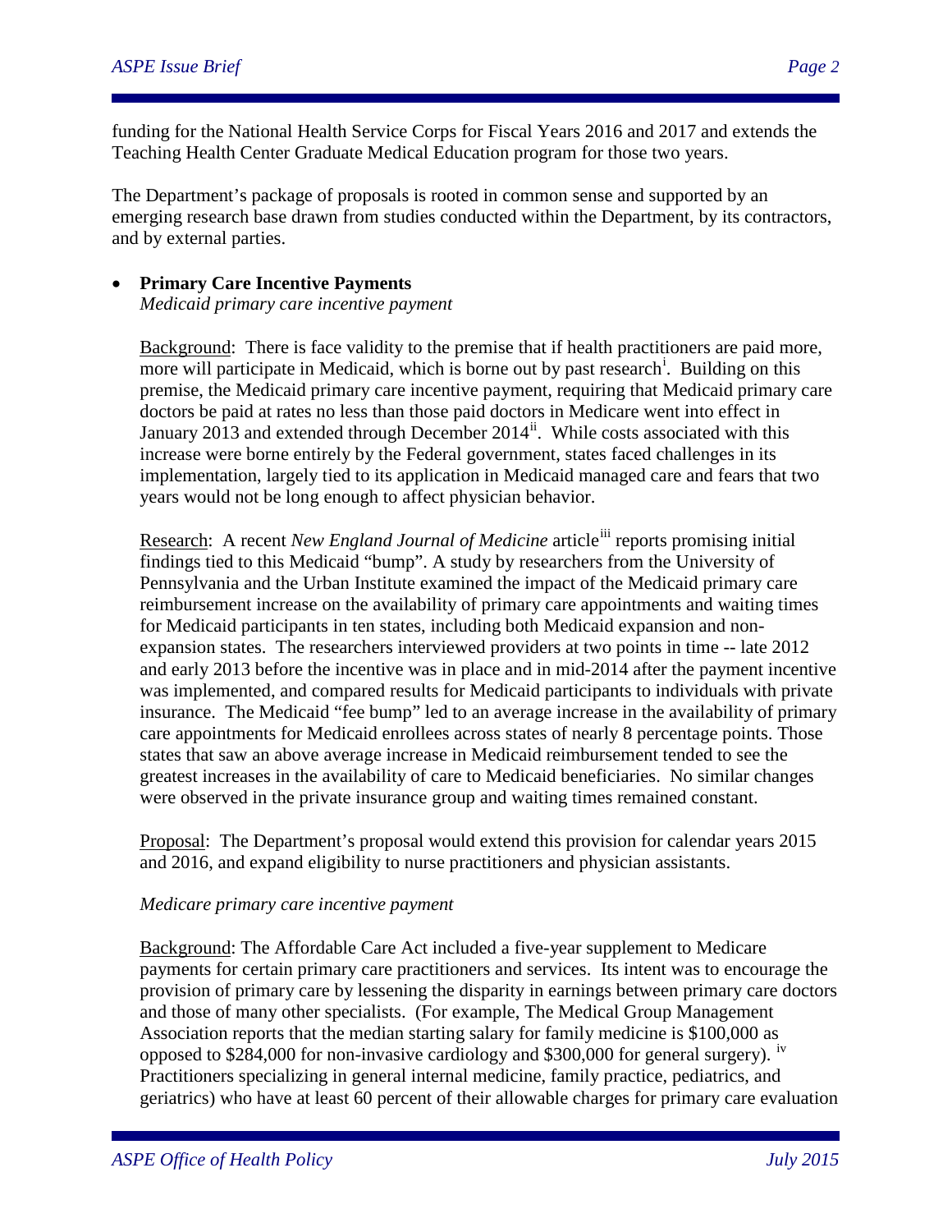funding for the National Health Service Corps for Fiscal Years 2016 and 2017 and extends the Teaching Health Center Graduate Medical Education program for those two years.

The Department's package of proposals is rooted in common sense and supported by an emerging research base drawn from studies conducted within the Department, by its contractors, and by external parties.

- **Primary Care Incentive Payments**
  *Medicaid primary care incentive payment*

  Background: There is face validity to the premise that if health practitioners are paid more, more will participate in Medicaid, which is borne out by past research[i]. Building on this premise, the Medicaid primary care incentive payment, requiring that Medicaid primary care doctors be paid at rates no less than those paid doctors in Medicare went into effect in January 2013 and extended through December 2014[ii]. While costs associated with this increase were borne entirely by the Federal government, states faced challenges in its implementation, largely tied to its application in Medicaid managed care and fears that two years would not be long enough to affect physician behavior.

  Research: A recent *New England Journal of Medicine* article[iii] reports promising initial findings tied to this Medicaid "bump". A study by researchers from the University of Pennsylvania and the Urban Institute examined the impact of the Medicaid primary care reimbursement increase on the availability of primary care appointments and waiting times for Medicaid participants in ten states, including both Medicaid expansion and non-expansion states. The researchers interviewed providers at two points in time -- late 2012 and early 2013 before the incentive was in place and in mid-2014 after the payment incentive was implemented, and compared results for Medicaid participants to individuals with private insurance. The Medicaid "fee bump" led to an average increase in the availability of primary care appointments for Medicaid enrollees across states of nearly 8 percentage points. Those states that saw an above average increase in Medicaid reimbursement tended to see the greatest increases in the availability of care to Medicaid beneficiaries. No similar changes were observed in the private insurance group and waiting times remained constant.

  Proposal: The Department's proposal would extend this provision for calendar years 2015 and 2016, and expand eligibility to nurse practitioners and physician assistants.

  *Medicare primary care incentive payment*

  Background: The Affordable Care Act included a five-year supplement to Medicare payments for certain primary care practitioners and services. Its intent was to encourage the provision of primary care by lessening the disparity in earnings between primary care doctors and those of many other specialists. (For example, The Medical Group Management Association reports that the median starting salary for family medicine is $100,000 as opposed to $284,000 for non-invasive cardiology and $300,000 for general surgery). [iv] Practitioners specializing in general internal medicine, family practice, pediatrics, and geriatrics) who have at least 60 percent of their allowable charges for primary care evaluation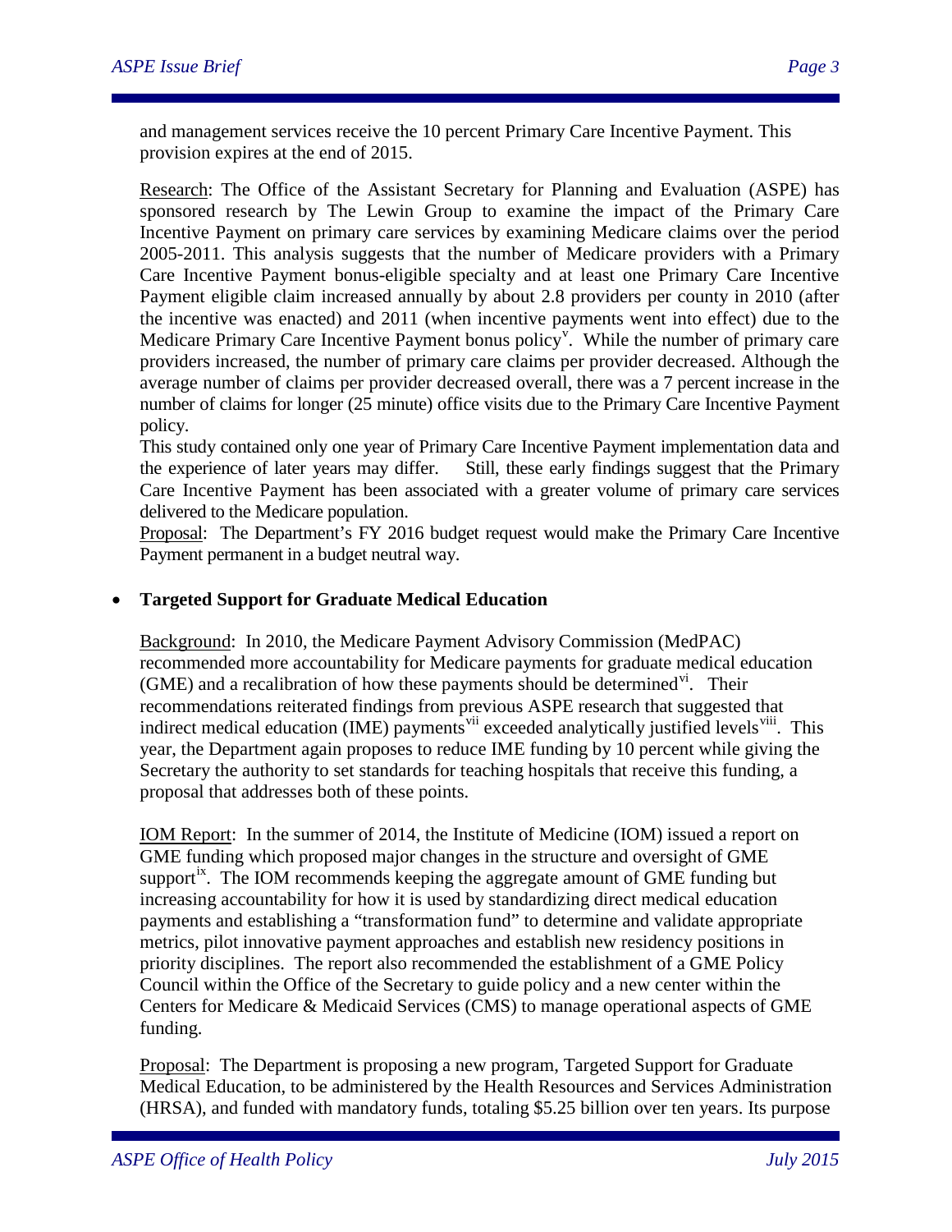and management services receive the 10 percent Primary Care Incentive Payment. This provision expires at the end of 2015.

Research: The Office of the Assistant Secretary for Planning and Evaluation (ASPE) has sponsored research by The Lewin Group to examine the impact of the Primary Care Incentive Payment on primary care services by examining Medicare claims over the period 2005-2011. This analysis suggests that the number of Medicare providers with a Primary Care Incentive Payment bonus-eligible specialty and at least one Primary Care Incentive Payment eligible claim increased annually by about 2.8 providers per county in 2010 (after the incentive was enacted) and 2011 (when incentive payments went into effect) due to the Medicare Primary Care Incentive Payment bonus policy[v]. While the number of primary care providers increased, the number of primary care claims per provider decreased. Although the average number of claims per provider decreased overall, there was a 7 percent increase in the number of claims for longer (25 minute) office visits due to the Primary Care Incentive Payment policy.

This study contained only one year of Primary Care Incentive Payment implementation data and the experience of later years may differ. Still, these early findings suggest that the Primary Care Incentive Payment has been associated with a greater volume of primary care services delivered to the Medicare population.

Proposal: The Department's FY 2016 budget request would make the Primary Care Incentive Payment permanent in a budget neutral way.

- **Targeted Support for Graduate Medical Education**

Background: In 2010, the Medicare Payment Advisory Commission (MedPAC) recommended more accountability for Medicare payments for graduate medical education (GME) and a recalibration of how these payments should be determined[vi]. Their recommendations reiterated findings from previous ASPE research that suggested that indirect medical education (IME) payments[vii] exceeded analytically justified levels[viii]. This year, the Department again proposes to reduce IME funding by 10 percent while giving the Secretary the authority to set standards for teaching hospitals that receive this funding, a proposal that addresses both of these points.

IOM Report: In the summer of 2014, the Institute of Medicine (IOM) issued a report on GME funding which proposed major changes in the structure and oversight of GME support[ix]. The IOM recommends keeping the aggregate amount of GME funding but increasing accountability for how it is used by standardizing direct medical education payments and establishing a "transformation fund" to determine and validate appropriate metrics, pilot innovative payment approaches and establish new residency positions in priority disciplines. The report also recommended the establishment of a GME Policy Council within the Office of the Secretary to guide policy and a new center within the Centers for Medicare & Medicaid Services (CMS) to manage operational aspects of GME funding.

Proposal: The Department is proposing a new program, Targeted Support for Graduate Medical Education, to be administered by the Health Resources and Services Administration (HRSA), and funded with mandatory funds, totaling $5.25 billion over ten years. Its purpose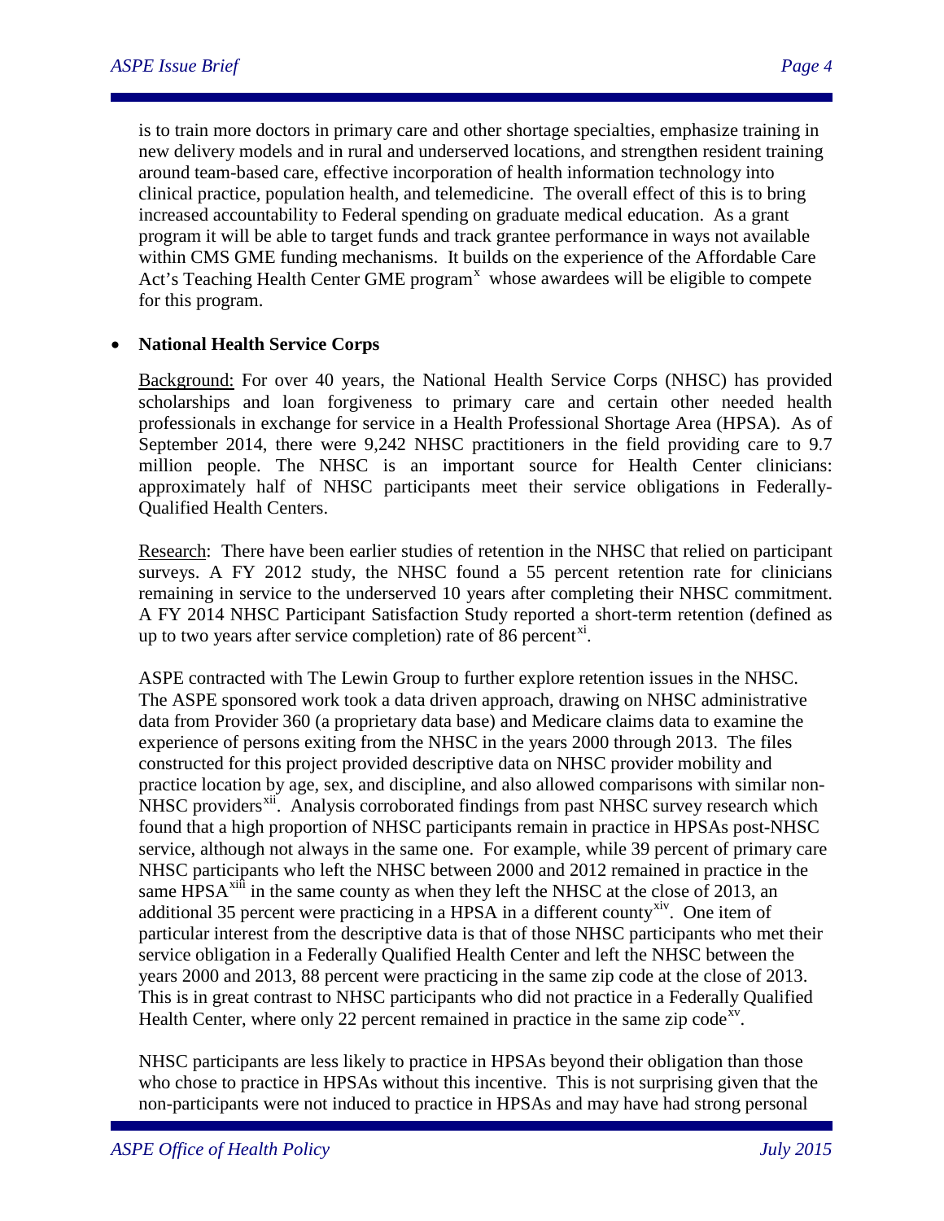is to train more doctors in primary care and other shortage specialties, emphasize training in new delivery models and in rural and underserved locations, and strengthen resident training around team-based care, effective incorporation of health information technology into clinical practice, population health, and telemedicine. The overall effect of this is to bring increased accountability to Federal spending on graduate medical education. As a grant program it will be able to target funds and track grantee performance in ways not available within CMS GME funding mechanisms. It builds on the experience of the Affordable Care Act's Teaching Health Center GME program[x] whose awardees will be eligible to compete for this program.

- **National Health Service Corps**

  Background: For over 40 years, the National Health Service Corps (NHSC) has provided scholarships and loan forgiveness to primary care and certain other needed health professionals in exchange for service in a Health Professional Shortage Area (HPSA). As of September 2014, there were 9,242 NHSC practitioners in the field providing care to 9.7 million people. The NHSC is an important source for Health Center clinicians: approximately half of NHSC participants meet their service obligations in Federally-Qualified Health Centers.

  Research: There have been earlier studies of retention in the NHSC that relied on participant surveys. A FY 2012 study, the NHSC found a 55 percent retention rate for clinicians remaining in service to the underserved 10 years after completing their NHSC commitment. A FY 2014 NHSC Participant Satisfaction Study reported a short-term retention (defined as up to two years after service completion) rate of 86 percent[xi].

  ASPE contracted with The Lewin Group to further explore retention issues in the NHSC. The ASPE sponsored work took a data driven approach, drawing on NHSC administrative data from Provider 360 (a proprietary data base) and Medicare claims data to examine the experience of persons exiting from the NHSC in the years 2000 through 2013. The files constructed for this project provided descriptive data on NHSC provider mobility and practice location by age, sex, and discipline, and also allowed comparisons with similar non-NHSC providers[xii]. Analysis corroborated findings from past NHSC survey research which found that a high proportion of NHSC participants remain in practice in HPSAs post-NHSC service, although not always in the same one. For example, while 39 percent of primary care NHSC participants who left the NHSC between 2000 and 2012 remained in practice in the same HPSA[xiii] in the same county as when they left the NHSC at the close of 2013, an additional 35 percent were practicing in a HPSA in a different county[xiv]. One item of particular interest from the descriptive data is that of those NHSC participants who met their service obligation in a Federally Qualified Health Center and left the NHSC between the years 2000 and 2013, 88 percent were practicing in the same zip code at the close of 2013. This is in great contrast to NHSC participants who did not practice in a Federally Qualified Health Center, where only 22 percent remained in practice in the same zip code[xv].

  NHSC participants are less likely to practice in HPSAs beyond their obligation than those who chose to practice in HPSAs without this incentive. This is not surprising given that the non-participants were not induced to practice in HPSAs and may have had strong personal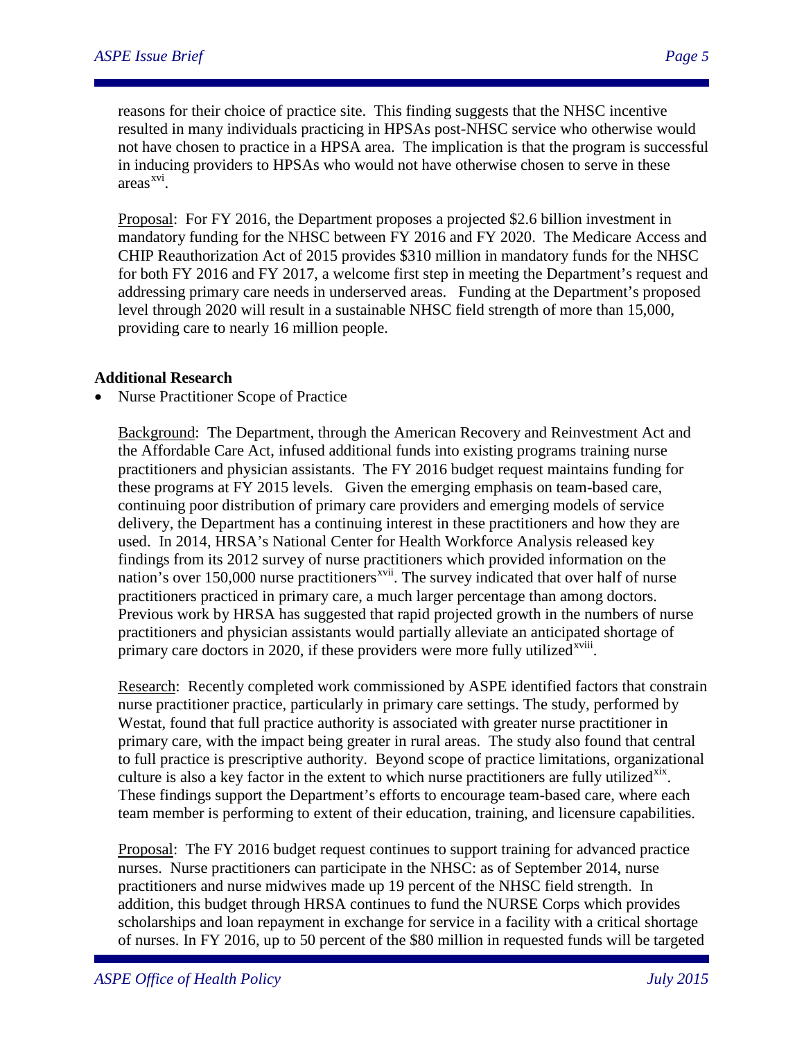reasons for their choice of practice site. This finding suggests that the NHSC incentive resulted in many individuals practicing in HPSAs post-NHSC service who otherwise would not have chosen to practice in a HPSA area. The implication is that the program is successful in inducing providers to HPSAs who would not have otherwise chosen to serve in these areas[xvi].

Proposal: For FY 2016, the Department proposes a projected $2.6 billion investment in mandatory funding for the NHSC between FY 2016 and FY 2020. The Medicare Access and CHIP Reauthorization Act of 2015 provides $310 million in mandatory funds for the NHSC for both FY 2016 and FY 2017, a welcome first step in meeting the Department's request and addressing primary care needs in underserved areas. Funding at the Department's proposed level through 2020 will result in a sustainable NHSC field strength of more than 15,000, providing care to nearly 16 million people.

**Additional Research**

- Nurse Practitioner Scope of Practice

Background: The Department, through the American Recovery and Reinvestment Act and the Affordable Care Act, infused additional funds into existing programs training nurse practitioners and physician assistants. The FY 2016 budget request maintains funding for these programs at FY 2015 levels. Given the emerging emphasis on team-based care, continuing poor distribution of primary care providers and emerging models of service delivery, the Department has a continuing interest in these practitioners and how they are used. In 2014, HRSA's National Center for Health Workforce Analysis released key findings from its 2012 survey of nurse practitioners which provided information on the nation's over 150,000 nurse practitioners[xvii]. The survey indicated that over half of nurse practitioners practiced in primary care, a much larger percentage than among doctors. Previous work by HRSA has suggested that rapid projected growth in the numbers of nurse practitioners and physician assistants would partially alleviate an anticipated shortage of primary care doctors in 2020, if these providers were more fully utilized[xviii].

Research: Recently completed work commissioned by ASPE identified factors that constrain nurse practitioner practice, particularly in primary care settings. The study, performed by Westat, found that full practice authority is associated with greater nurse practitioner in primary care, with the impact being greater in rural areas. The study also found that central to full practice is prescriptive authority. Beyond scope of practice limitations, organizational culture is also a key factor in the extent to which nurse practitioners are fully utilized[xix]. These findings support the Department's efforts to encourage team-based care, where each team member is performing to extent of their education, training, and licensure capabilities.

Proposal: The FY 2016 budget request continues to support training for advanced practice nurses. Nurse practitioners can participate in the NHSC: as of September 2014, nurse practitioners and nurse midwives made up 19 percent of the NHSC field strength. In addition, this budget through HRSA continues to fund the NURSE Corps which provides scholarships and loan repayment in exchange for service in a facility with a critical shortage of nurses. In FY 2016, up to 50 percent of the $80 million in requested funds will be targeted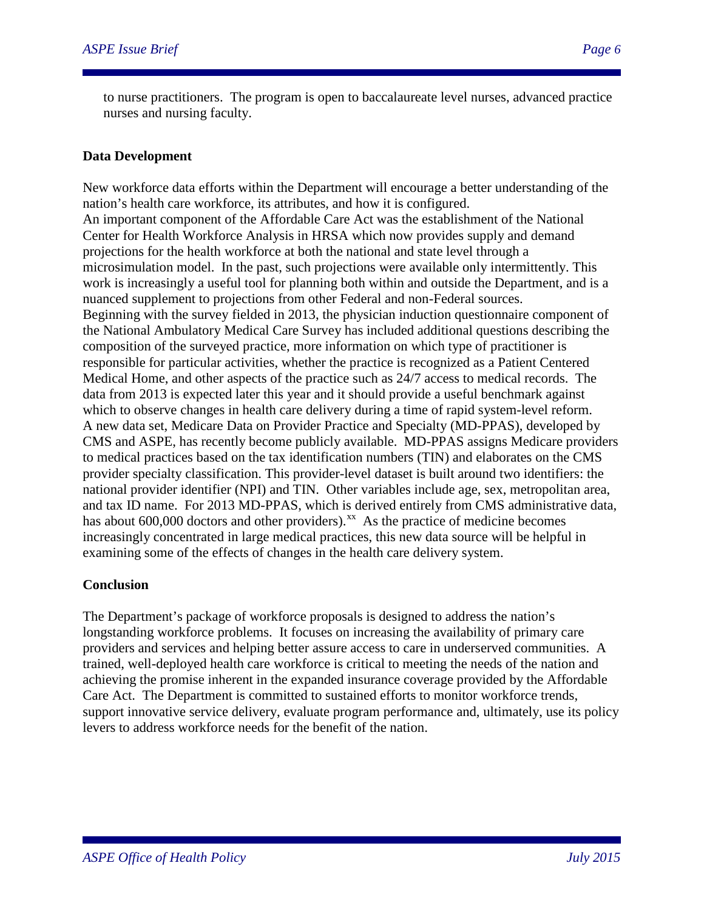to nurse practitioners. The program is open to baccalaureate level nurses, advanced practice nurses and nursing faculty.

**Data Development**

New workforce data efforts within the Department will encourage a better understanding of the nation's health care workforce, its attributes, and how it is configured.

An important component of the Affordable Care Act was the establishment of the National Center for Health Workforce Analysis in HRSA which now provides supply and demand projections for the health workforce at both the national and state level through a microsimulation model. In the past, such projections were available only intermittently. This work is increasingly a useful tool for planning both within and outside the Department, and is a nuanced supplement to projections from other Federal and non-Federal sources.

Beginning with the survey fielded in 2013, the physician induction questionnaire component of the National Ambulatory Medical Care Survey has included additional questions describing the composition of the surveyed practice, more information on which type of practitioner is responsible for particular activities, whether the practice is recognized as a Patient Centered Medical Home, and other aspects of the practice such as 24/7 access to medical records. The data from 2013 is expected later this year and it should provide a useful benchmark against which to observe changes in health care delivery during a time of rapid system-level reform.

A new data set, Medicare Data on Provider Practice and Specialty (MD-PPAS), developed by CMS and ASPE, has recently become publicly available. MD-PPAS assigns Medicare providers to medical practices based on the tax identification numbers (TIN) and elaborates on the CMS provider specialty classification. This provider-level dataset is built around two identifiers: the national provider identifier (NPI) and TIN. Other variables include age, sex, metropolitan area, and tax ID name. For 2013 MD-PPAS, which is derived entirely from CMS administrative data, has about 600,000 doctors and other providers).[xx] As the practice of medicine becomes increasingly concentrated in large medical practices, this new data source will be helpful in examining some of the effects of changes in the health care delivery system.

**Conclusion**

The Department's package of workforce proposals is designed to address the nation's longstanding workforce problems. It focuses on increasing the availability of primary care providers and services and helping better assure access to care in underserved communities. A trained, well-deployed health care workforce is critical to meeting the needs of the nation and achieving the promise inherent in the expanded insurance coverage provided by the Affordable Care Act. The Department is committed to sustained efforts to monitor workforce trends, support innovative service delivery, evaluate program performance and, ultimately, use its policy levers to address workforce needs for the benefit of the nation.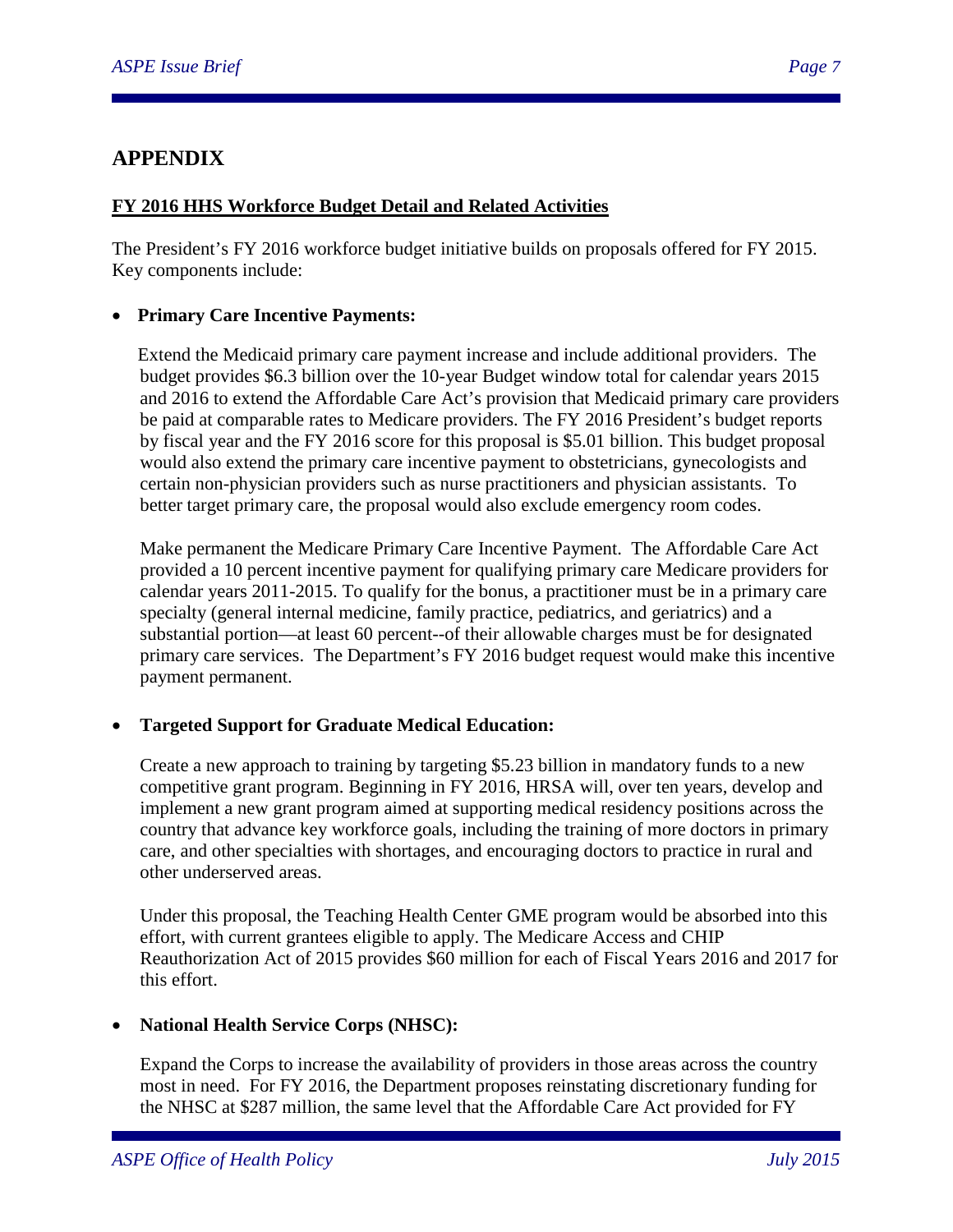## APPENDIX

**FY 2016 HHS Workforce Budget Detail and Related Activities**

The President's FY 2016 workforce budget initiative builds on proposals offered for FY 2015. Key components include:

- **Primary Care Incentive Payments:**

  Extend the Medicaid primary care payment increase and include additional providers. The budget provides $6.3 billion over the 10-year Budget window total for calendar years 2015 and 2016 to extend the Affordable Care Act's provision that Medicaid primary care providers be paid at comparable rates to Medicare providers. The FY 2016 President's budget reports by fiscal year and the FY 2016 score for this proposal is $5.01 billion. This budget proposal would also extend the primary care incentive payment to obstetricians, gynecologists and certain non-physician providers such as nurse practitioners and physician assistants. To better target primary care, the proposal would also exclude emergency room codes.

  Make permanent the Medicare Primary Care Incentive Payment. The Affordable Care Act provided a 10 percent incentive payment for qualifying primary care Medicare providers for calendar years 2011-2015. To qualify for the bonus, a practitioner must be in a primary care specialty (general internal medicine, family practice, pediatrics, and geriatrics) and a substantial portion—at least 60 percent--of their allowable charges must be for designated primary care services. The Department's FY 2016 budget request would make this incentive payment permanent.

- **Targeted Support for Graduate Medical Education:**

  Create a new approach to training by targeting $5.23 billion in mandatory funds to a new competitive grant program. Beginning in FY 2016, HRSA will, over ten years, develop and implement a new grant program aimed at supporting medical residency positions across the country that advance key workforce goals, including the training of more doctors in primary care, and other specialties with shortages, and encouraging doctors to practice in rural and other underserved areas.

  Under this proposal, the Teaching Health Center GME program would be absorbed into this effort, with current grantees eligible to apply. The Medicare Access and CHIP Reauthorization Act of 2015 provides $60 million for each of Fiscal Years 2016 and 2017 for this effort.

- **National Health Service Corps (NHSC):**

  Expand the Corps to increase the availability of providers in those areas across the country most in need. For FY 2016, the Department proposes reinstating discretionary funding for the NHSC at $287 million, the same level that the Affordable Care Act provided for FY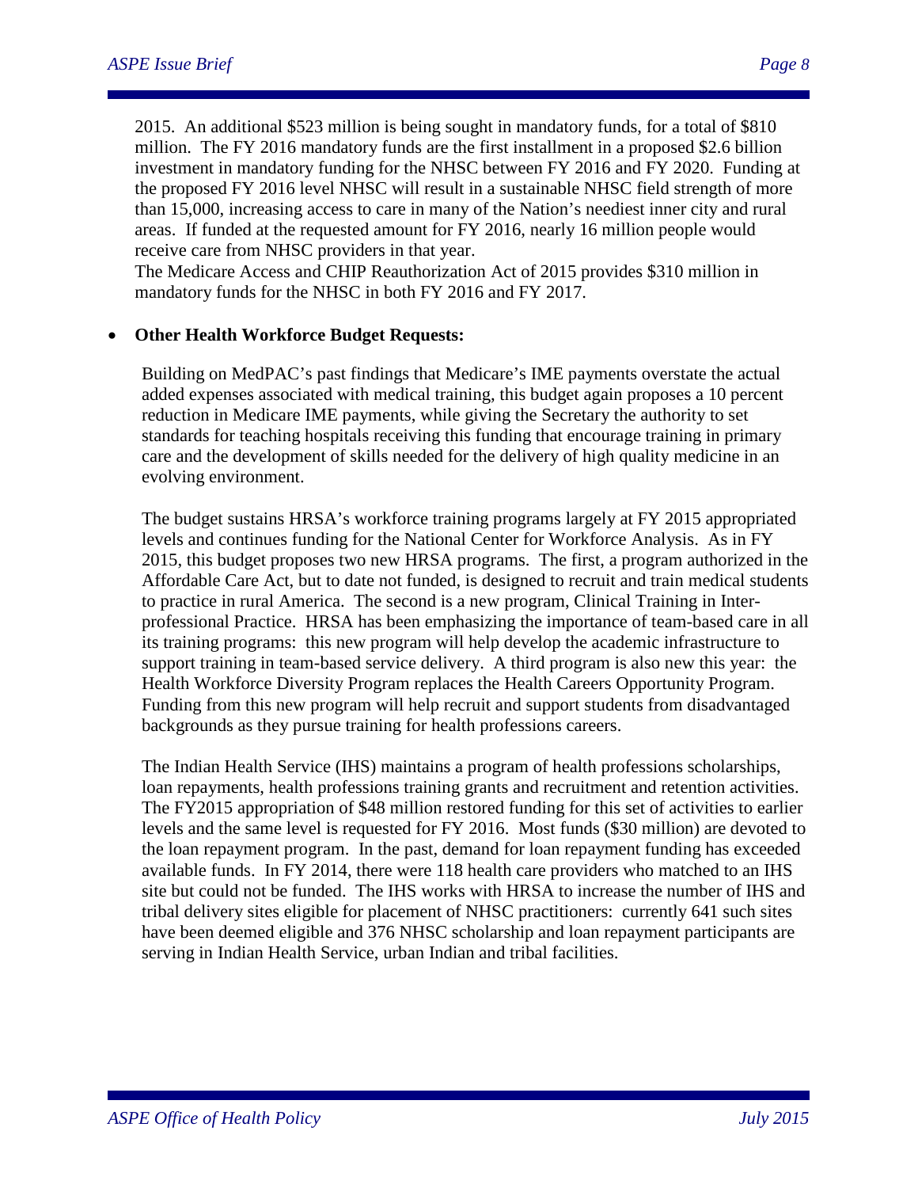2015. An additional $523 million is being sought in mandatory funds, for a total of $810 million. The FY 2016 mandatory funds are the first installment in a proposed $2.6 billion investment in mandatory funding for the NHSC between FY 2016 and FY 2020. Funding at the proposed FY 2016 level NHSC will result in a sustainable NHSC field strength of more than 15,000, increasing access to care in many of the Nation's neediest inner city and rural areas. If funded at the requested amount for FY 2016, nearly 16 million people would receive care from NHSC providers in that year.
The Medicare Access and CHIP Reauthorization Act of 2015 provides $310 million in mandatory funds for the NHSC in both FY 2016 and FY 2017.

- **Other Health Workforce Budget Requests:**

  Building on MedPAC's past findings that Medicare's IME payments overstate the actual added expenses associated with medical training, this budget again proposes a 10 percent reduction in Medicare IME payments, while giving the Secretary the authority to set standards for teaching hospitals receiving this funding that encourage training in primary care and the development of skills needed for the delivery of high quality medicine in an evolving environment.

  The budget sustains HRSA's workforce training programs largely at FY 2015 appropriated levels and continues funding for the National Center for Workforce Analysis. As in FY 2015, this budget proposes two new HRSA programs. The first, a program authorized in the Affordable Care Act, but to date not funded, is designed to recruit and train medical students to practice in rural America. The second is a new program, Clinical Training in Inter-professional Practice. HRSA has been emphasizing the importance of team-based care in all its training programs: this new program will help develop the academic infrastructure to support training in team-based service delivery. A third program is also new this year: the Health Workforce Diversity Program replaces the Health Careers Opportunity Program. Funding from this new program will help recruit and support students from disadvantaged backgrounds as they pursue training for health professions careers.

  The Indian Health Service (IHS) maintains a program of health professions scholarships, loan repayments, health professions training grants and recruitment and retention activities. The FY2015 appropriation of $48 million restored funding for this set of activities to earlier levels and the same level is requested for FY 2016. Most funds ($30 million) are devoted to the loan repayment program. In the past, demand for loan repayment funding has exceeded available funds. In FY 2014, there were 118 health care providers who matched to an IHS site but could not be funded. The IHS works with HRSA to increase the number of IHS and tribal delivery sites eligible for placement of NHSC practitioners: currently 641 such sites have been deemed eligible and 376 NHSC scholarship and loan repayment participants are serving in Indian Health Service, urban Indian and tribal facilities.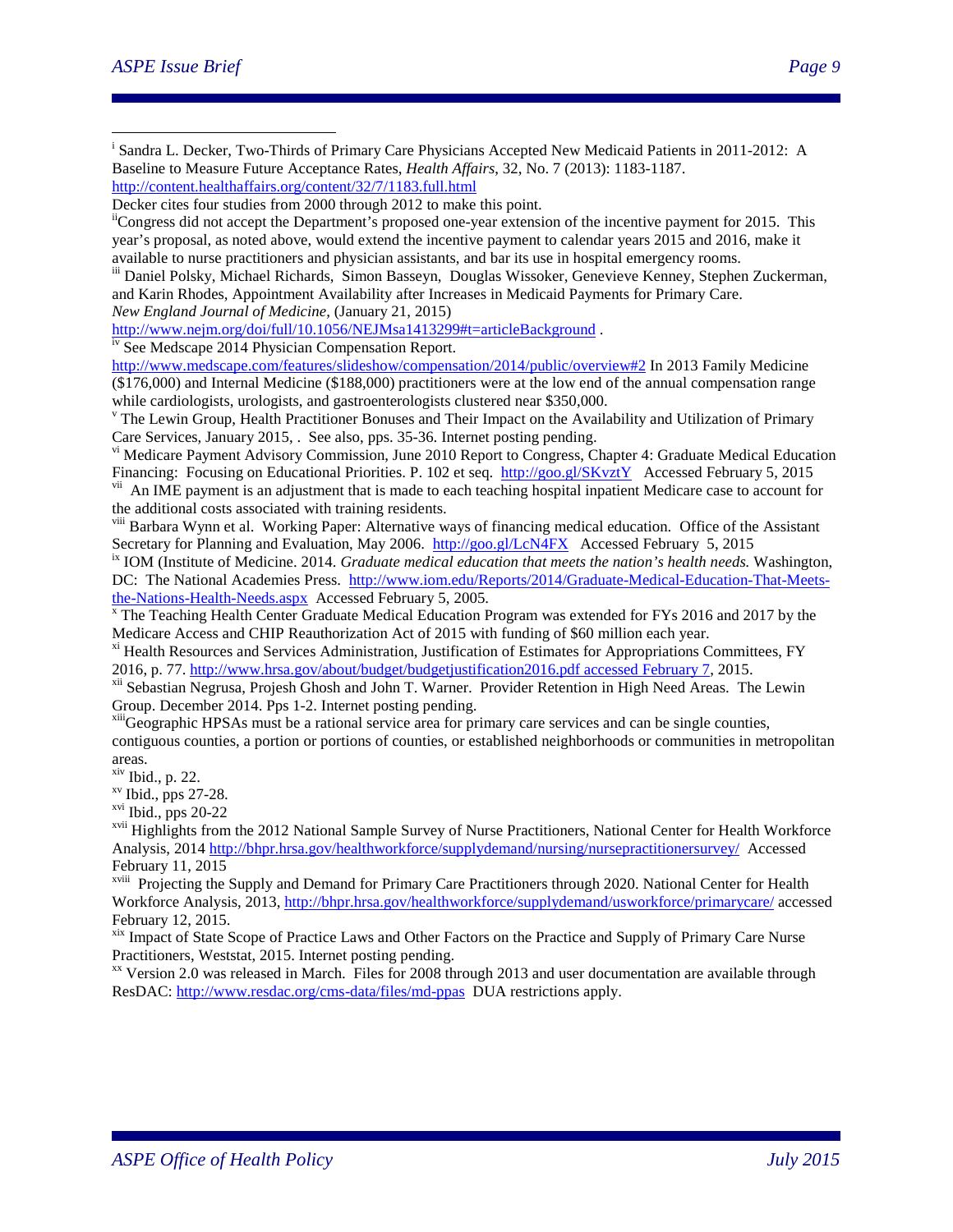[i] Sandra L. Decker, Two-Thirds of Primary Care Physicians Accepted New Medicaid Patients in 2011-2012: A Baseline to Measure Future Acceptance Rates, *Health Affairs*, 32, No. 7 (2013): 1183-1187. http://content.healthaffairs.org/content/32/7/1183.full.html

Decker cites four studies from 2000 through 2012 to make this point.

[ii] Congress did not accept the Department's proposed one-year extension of the incentive payment for 2015. This year's proposal, as noted above, would extend the incentive payment to calendar years 2015 and 2016, make it available to nurse practitioners and physician assistants, and bar its use in hospital emergency rooms.

[iii] Daniel Polsky, Michael Richards, Simon Basseyn, Douglas Wissoker, Genevieve Kenney, Stephen Zuckerman, and Karin Rhodes, Appointment Availability after Increases in Medicaid Payments for Primary Care. *New England Journal of Medicine,* (January 21, 2015) http://www.nejm.org/doi/full/10.1056/NEJMsa1413299#t=articleBackground .

[iv] See Medscape 2014 Physician Compensation Report. http://www.medscape.com/features/slideshow/compensation/2014/public/overview#2 In 2013 Family Medicine ($176,000) and Internal Medicine ($188,000) practitioners were at the low end of the annual compensation range while cardiologists, urologists, and gastroenterologists clustered near $350,000.

[v] The Lewin Group, Health Practitioner Bonuses and Their Impact on the Availability and Utilization of Primary Care Services, January 2015, . See also, pps. 35-36. Internet posting pending.

[vi] Medicare Payment Advisory Commission, June 2010 Report to Congress, Chapter 4: Graduate Medical Education Financing: Focusing on Educational Priorities. P. 102 et seq. http://goo.gl/SKvztY Accessed February 5, 2015

[vii] An IME payment is an adjustment that is made to each teaching hospital inpatient Medicare case to account for the additional costs associated with training residents.

[viii] Barbara Wynn et al. Working Paper: Alternative ways of financing medical education. Office of the Assistant Secretary for Planning and Evaluation, May 2006. http://goo.gl/LcN4FX Accessed February 5, 2015

[ix] IOM (Institute of Medicine. 2014. *Graduate medical education that meets the nation's health needs.* Washington, DC: The National Academies Press. http://www.iom.edu/Reports/2014/Graduate-Medical-Education-That-Meets-the-Nations-Health-Needs.aspx Accessed February 5, 2005.

[x] The Teaching Health Center Graduate Medical Education Program was extended for FYs 2016 and 2017 by the Medicare Access and CHIP Reauthorization Act of 2015 with funding of $60 million each year.

[xi] Health Resources and Services Administration, Justification of Estimates for Appropriations Committees, FY 2016, p. 77. http://www.hrsa.gov/about/budget/budgetjustification2016.pdf accessed February 7, 2015.

[xii] Sebastian Negrusa, Projesh Ghosh and John T. Warner. Provider Retention in High Need Areas. The Lewin Group. December 2014. Pps 1-2. Internet posting pending.

[xiii] Geographic HPSAs must be a rational service area for primary care services and can be single counties, contiguous counties, a portion or portions of counties, or established neighborhoods or communities in metropolitan areas.

[xiv] Ibid., p. 22.

[xv] Ibid., pps 27-28.

[xvi] Ibid., pps 20-22

[xvii] Highlights from the 2012 National Sample Survey of Nurse Practitioners, National Center for Health Workforce Analysis, 2014 http://bhpr.hrsa.gov/healthworkforce/supplydemand/nursing/nursepractitionersurvey/ Accessed February 11, 2015

[xviii] Projecting the Supply and Demand for Primary Care Practitioners through 2020. National Center for Health Workforce Analysis, 2013, http://bhpr.hrsa.gov/healthworkforce/supplydemand/usworkforce/primarycare/ accessed February 12, 2015.

[xix] Impact of State Scope of Practice Laws and Other Factors on the Practice and Supply of Primary Care Nurse Practitioners, Weststat, 2015. Internet posting pending.

[xx] Version 2.0 was released in March. Files for 2008 through 2013 and user documentation are available through ResDAC: http://www.resdac.org/cms-data/files/md-ppas DUA restrictions apply.